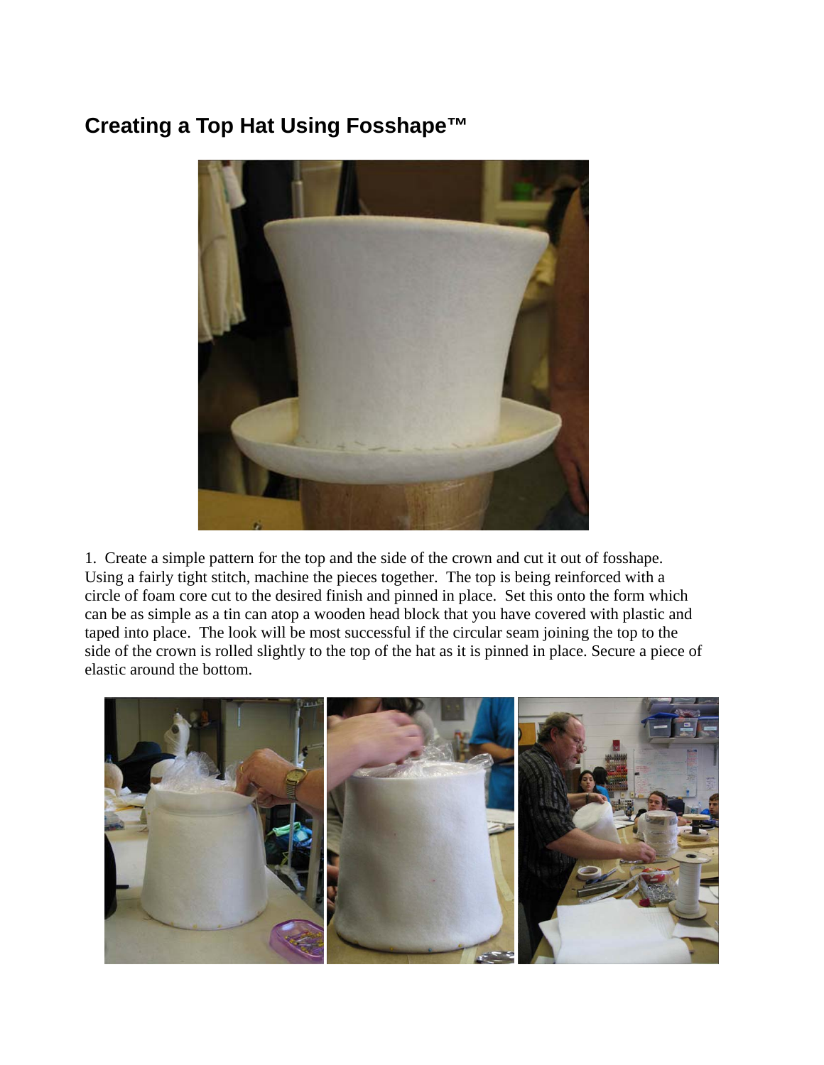## Creating a Top Hat Using Fosshape™

1. Create a simple pattern for the top and the side of the crown and cut it out of fosshape. Using a fairly tight stitch, machine the pieces together. The top is being reinforced with a circle of foam core cut to the desired finish and pinned in place. Set this onto the form which can be as simple as a tin can atop a wooden head block that you have covered with plastic and taped into place. The look will be most successful if the circular seam joining the top to the side of the crown is rolled slightly to the top of the hat as it is pinned in place. Secure a piece of elastic around the bottom.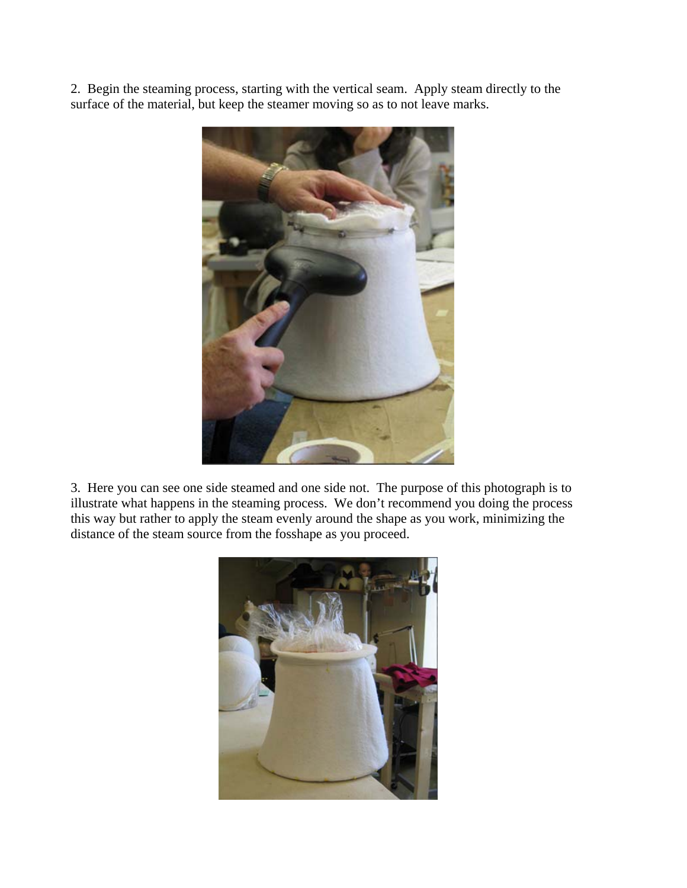2. Begin the steaming process, starting with the vertical seam. Apply steam directly to the surface of the material, but keep the steamer moving so as to not leave marks.

3. Here you can see one side steamed and one side not. The purpose of this photograph is to illustrate what happens in the steaming process. We don't recommend you doing the process this way but rather to apply the steam evenly around the shape as you work, minimizing the distance of the steam source from the fosshape as you proceed.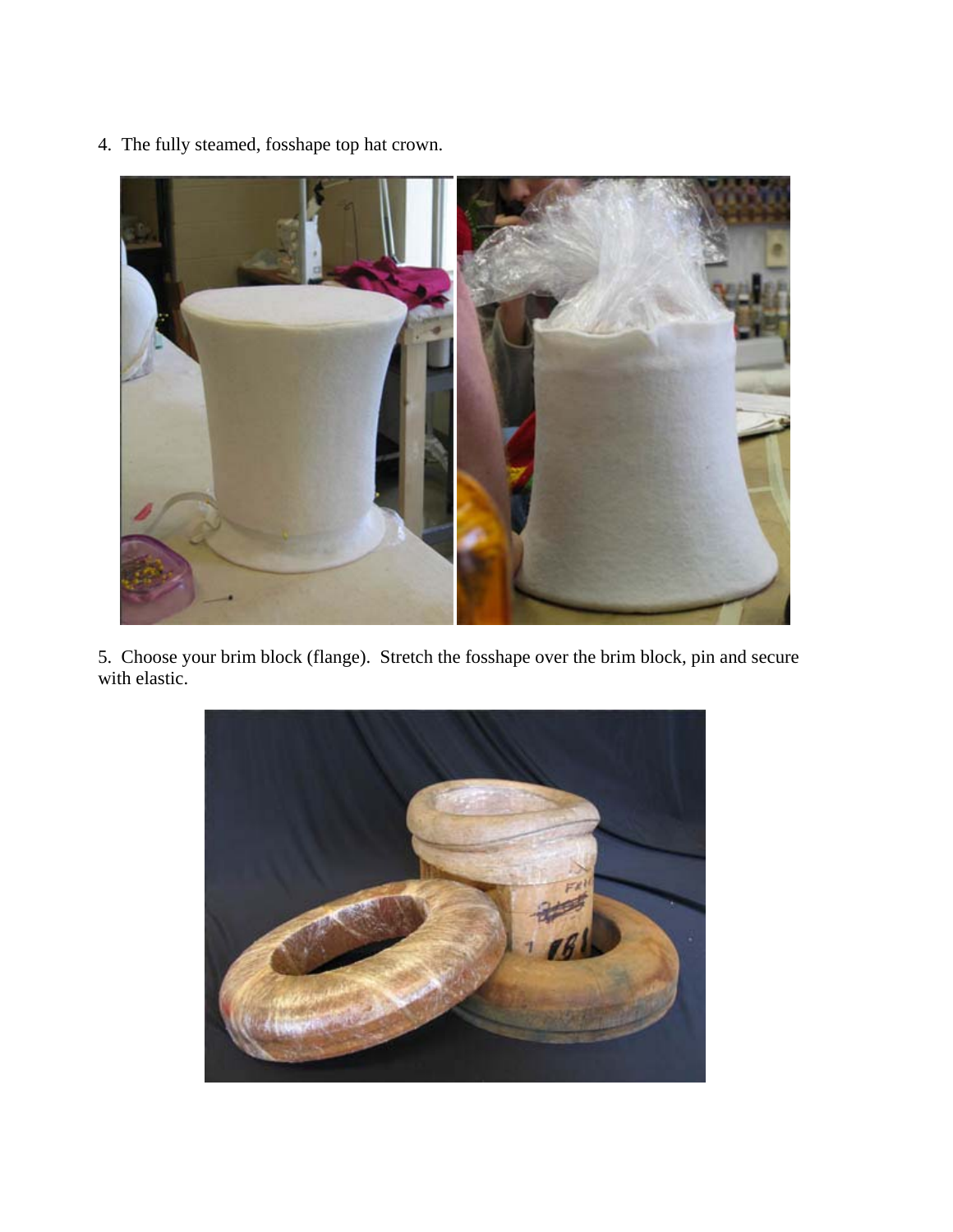4. The fully steamed, fosshape top hat crown.

5. Choose your brim block (flange). Stretch the fosshape over the brim block, pin and secure with elastic.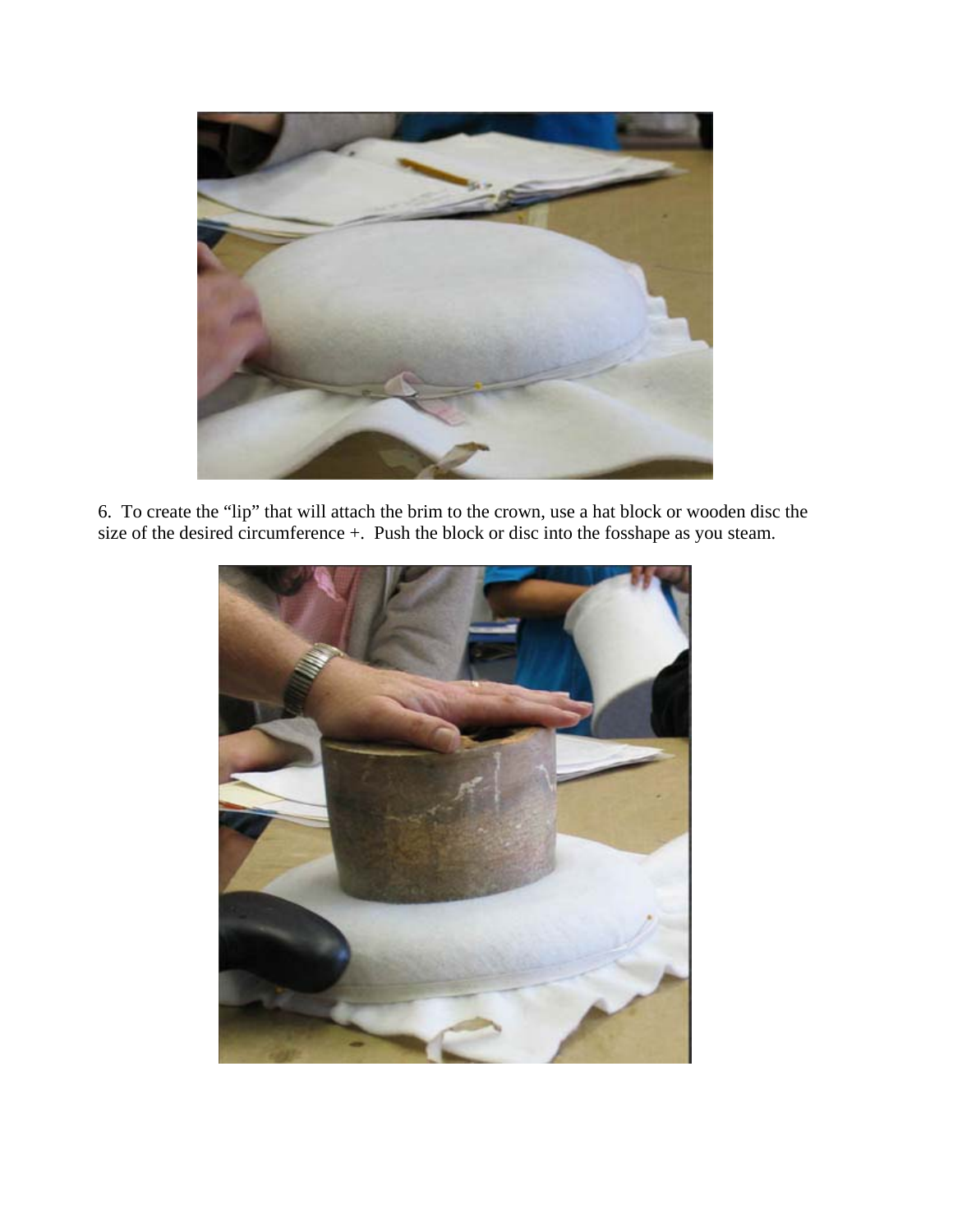6. To create the “lip” that will attach the brim to the crown, use a hat block or wooden disc the size of the desired circumference +. Push the block or disc into the fosshape as you steam.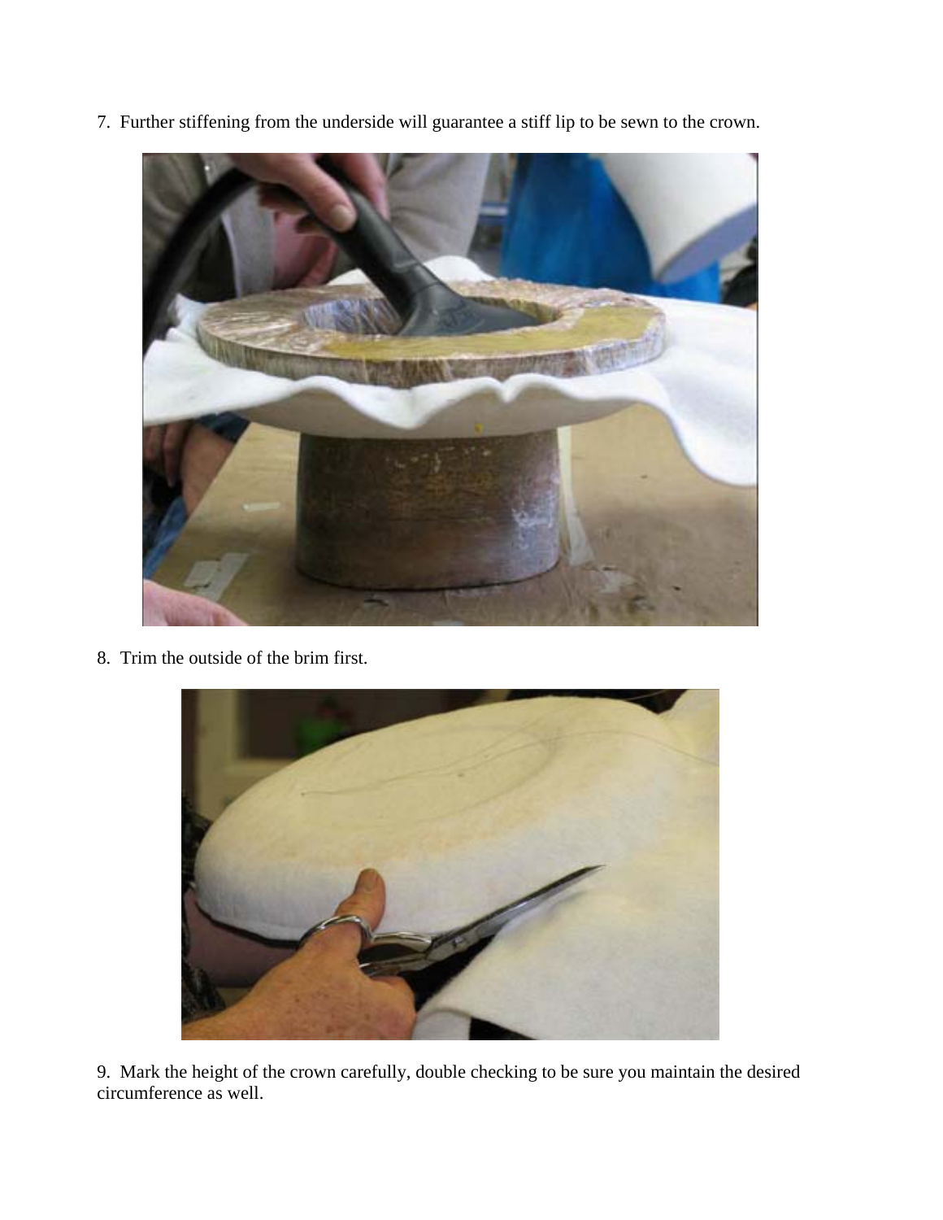7. Further stiffening from the underside will guarantee a stiff lip to be sewn to the crown.

8. Trim the outside of the brim first.

9. Mark the height of the crown carefully, double checking to be sure you maintain the desired circumference as well.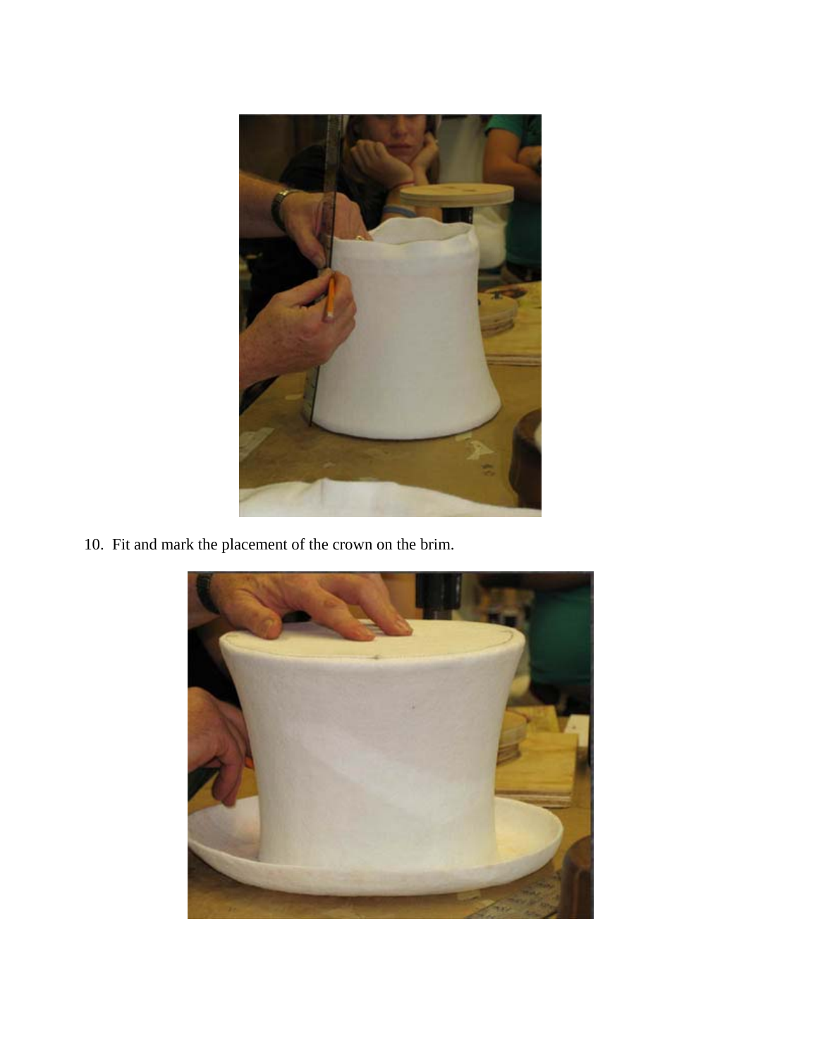10. Fit and mark the placement of the crown on the brim.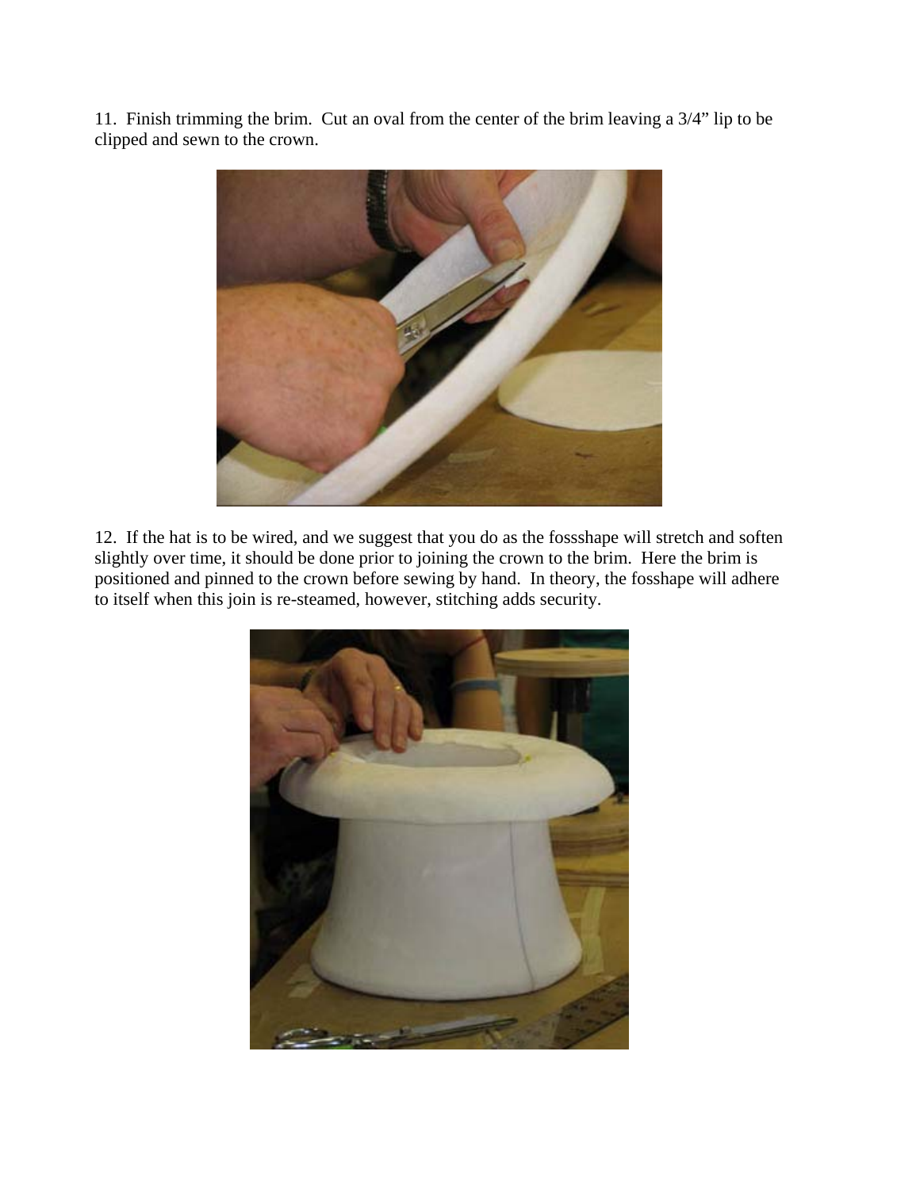11. Finish trimming the brim. Cut an oval from the center of the brim leaving a 3/4" lip to be clipped and sewn to the crown.

12. If the hat is to be wired, and we suggest that you do as the fossshape will stretch and soften slightly over time, it should be done prior to joining the crown to the brim. Here the brim is positioned and pinned to the crown before sewing by hand. In theory, the fosshape will adhere to itself when this join is re-steamed, however, stitching adds security.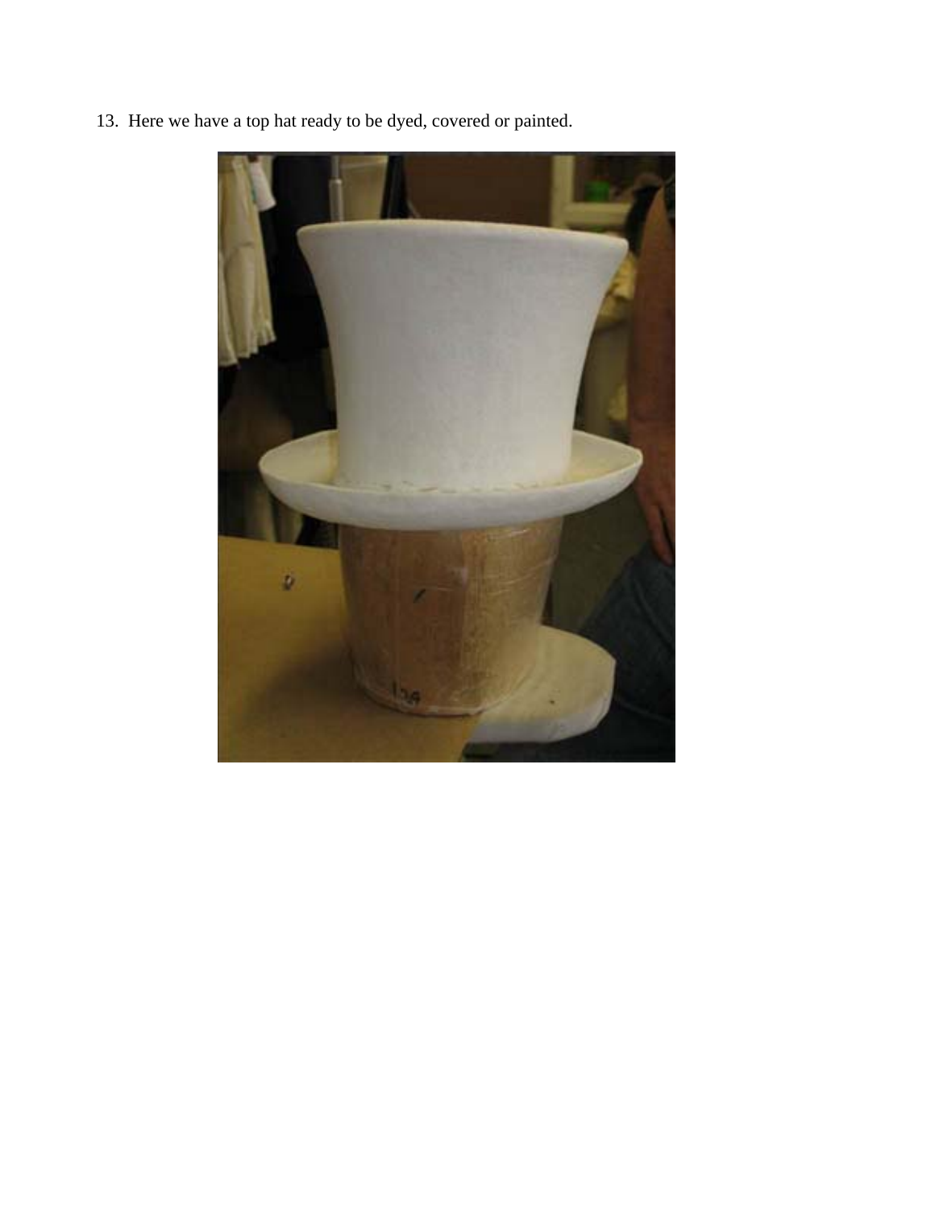13. Here we have a top hat ready to be dyed, covered or painted.